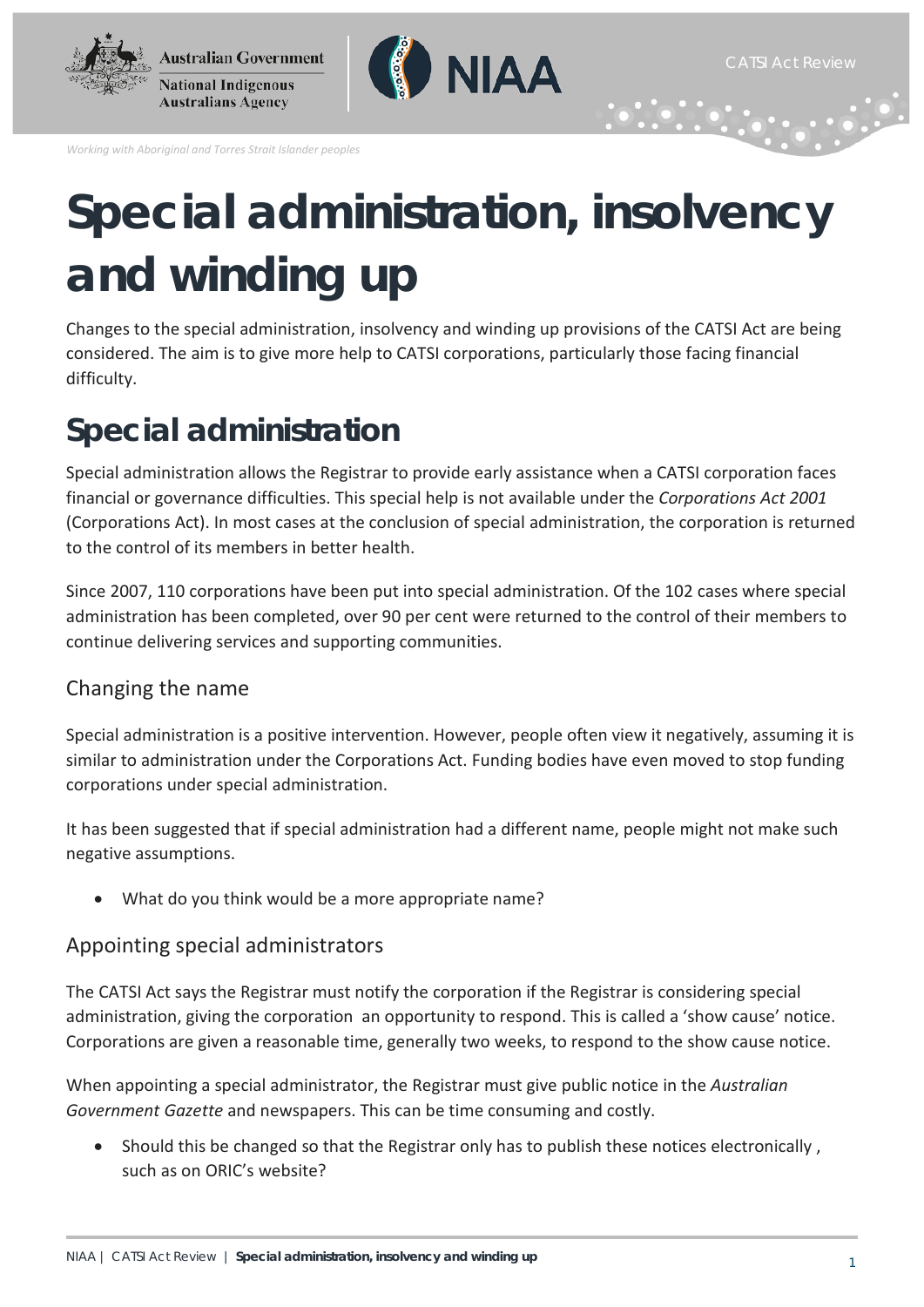# Special administration, insolvency and winding up

Changes to the special administration, insolvency and winding up provisions of the CATSI Act are being considered. The aim is to give more help to CATSI corporations, particularly those facing financial difficulty.

## Special administration

Special administration allows the Registrar to provide early assistance when a CATSI corporation faces financial or governance difficulties. This special help is not available under the *Corporations Act 2001* (Corporations Act). In most cases at the conclusion of special administration, the corporation is returned to the control of its members in better health.

Since 2007, 110 corporations have been put into special administration. Of the 102 cases where special administration has been completed, over 90 per cent were returned to the control of their members to continue delivering services and supporting communities.

### Changing the name

Special administration is a positive intervention. However, people often view it negatively, assuming it is similar to administration under the Corporations Act. Funding bodies have even moved to stop funding corporations under special administration.

It has been suggested that if special administration had a different name, people might not make such negative assumptions.

- What do you think would be a more appropriate name?

### Appointing special administrators

The CATSI Act says the Registrar must notify the corporation if the Registrar is considering special administration, giving the corporation an opportunity to respond. This is called a 'show cause' notice. Corporations are given a reasonable time, generally two weeks, to respond to the show cause notice.

When appointing a special administrator, the Registrar must give public notice in the *Australian Government Gazette* and newspapers. This can be time consuming and costly.

- Should this be changed so that the Registrar only has to publish these notices electronically , such as on ORIC's website?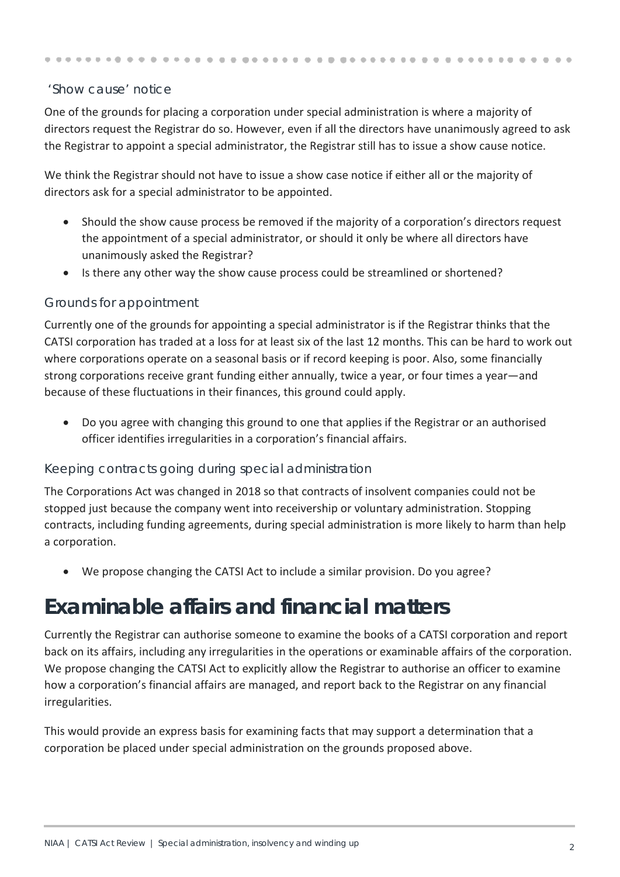### 'Show cause' notice

One of the grounds for placing a corporation under special administration is where a majority of directors request the Registrar do so. However, even if all the directors have unanimously agreed to ask the Registrar to appoint a special administrator, the Registrar still has to issue a show cause notice.

We think the Registrar should not have to issue a show case notice if either all or the majority of directors ask for a special administrator to be appointed.

- Should the show cause process be removed if the majority of a corporation's directors request the appointment of a special administrator, or should it only be where all directors have unanimously asked the Registrar?
- Is there any other way the show cause process could be streamlined or shortened?

### Grounds for appointment

Currently one of the grounds for appointing a special administrator is if the Registrar thinks that the CATSI corporation has traded at a loss for at least six of the last 12 months. This can be hard to work out where corporations operate on a seasonal basis or if record keeping is poor. Also, some financially strong corporations receive grant funding either annually, twice a year, or four times a year—and because of these fluctuations in their finances, this ground could apply.

- Do you agree with changing this ground to one that applies if the Registrar or an authorised officer identifies irregularities in a corporation's financial affairs.

### Keeping contracts going during special administration

The Corporations Act was changed in 2018 so that contracts of insolvent companies could not be stopped just because the company went into receivership or voluntary administration. Stopping contracts, including funding agreements, during special administration is more likely to harm than help a corporation.

- We propose changing the CATSI Act to include a similar provision. Do you agree?

## Examinable affairs and financial matters

Currently the Registrar can authorise someone to examine the books of a CATSI corporation and report back on its affairs, including any irregularities in the operations or examinable affairs of the corporation. We propose changing the CATSI Act to explicitly allow the Registrar to authorise an officer to examine how a corporation's financial affairs are managed, and report back to the Registrar on any financial irregularities.

This would provide an express basis for examining facts that may support a determination that a corporation be placed under special administration on the grounds proposed above.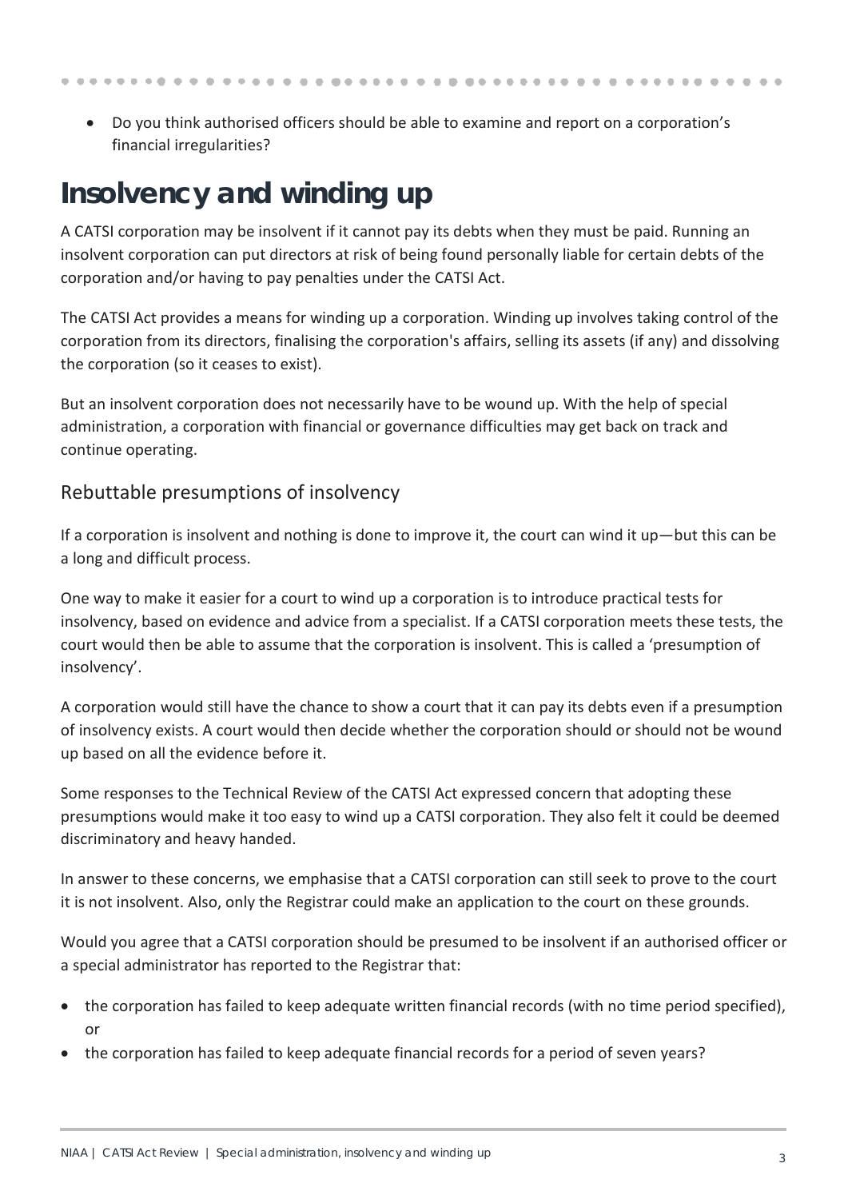- Do you think authorised officers should be able to examine and report on a corporation's financial irregularities?

# Insolvency and winding up

A CATSI corporation may be insolvent if it cannot pay its debts when they must be paid. Running an insolvent corporation can put directors at risk of being found personally liable for certain debts of the corporation and/or having to pay penalties under the CATSI Act.

The CATSI Act provides a means for winding up a corporation. Winding up involves taking control of the corporation from its directors, finalising the corporation's affairs, selling its assets (if any) and dissolving the corporation (so it ceases to exist).

But an insolvent corporation does not necessarily have to be wound up. With the help of special administration, a corporation with financial or governance difficulties may get back on track and continue operating.

## Rebuttable presumptions of insolvency

If a corporation is insolvent and nothing is done to improve it, the court can wind it up—but this can be a long and difficult process.

One way to make it easier for a court to wind up a corporation is to introduce practical tests for insolvency, based on evidence and advice from a specialist. If a CATSI corporation meets these tests, the court would then be able to assume that the corporation is insolvent. This is called a 'presumption of insolvency'.

A corporation would still have the chance to show a court that it can pay its debts even if a presumption of insolvency exists. A court would then decide whether the corporation should or should not be wound up based on all the evidence before it.

Some responses to the Technical Review of the CATSI Act expressed concern that adopting these presumptions would make it too easy to wind up a CATSI corporation. They also felt it could be deemed discriminatory and heavy handed.

In answer to these concerns, we emphasise that a CATSI corporation can still seek to prove to the court it is not insolvent. Also, only the Registrar could make an application to the court on these grounds.

Would you agree that a CATSI corporation should be presumed to be insolvent if an authorised officer or a special administrator has reported to the Registrar that:

- the corporation has failed to keep adequate written financial records (with no time period specified), or
- the corporation has failed to keep adequate financial records for a period of seven years?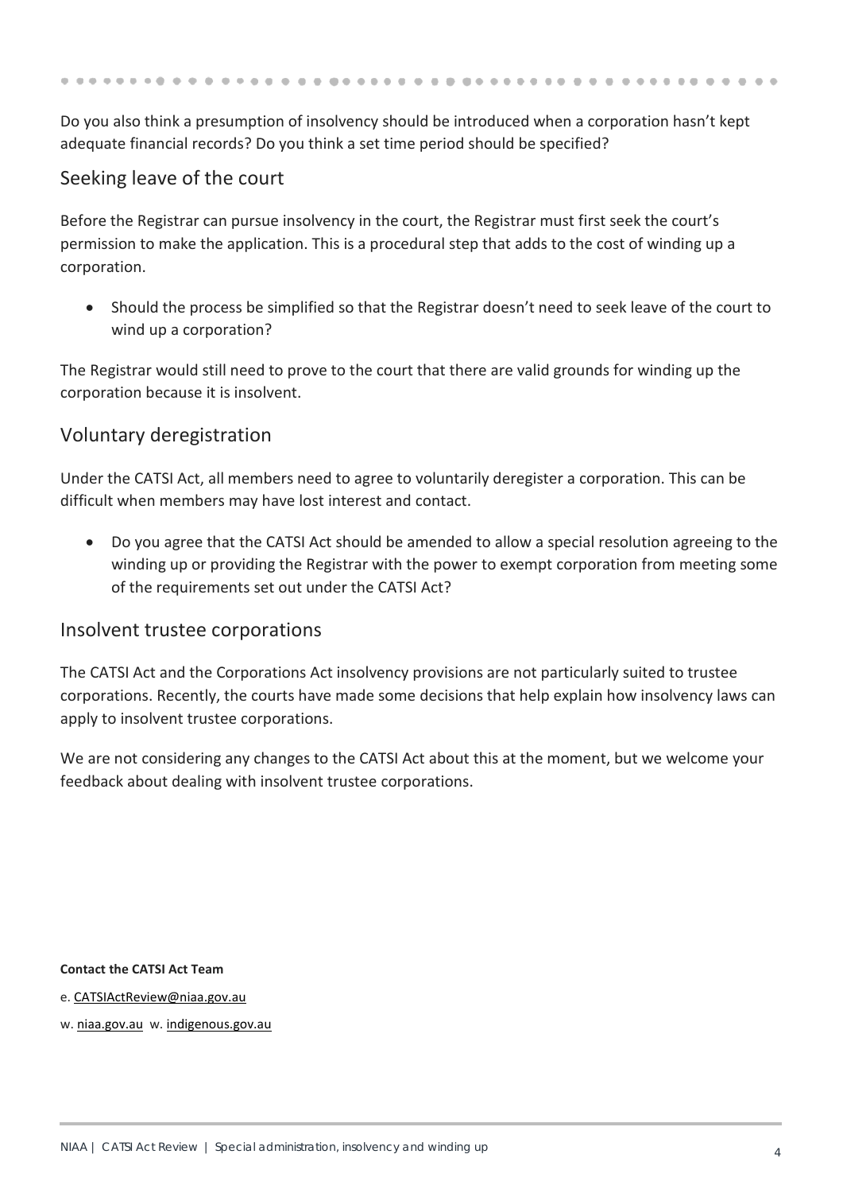Do you also think a presumption of insolvency should be introduced when a corporation hasn't kept adequate financial records? Do you think a set time period should be specified?

## Seeking leave of the court

Before the Registrar can pursue insolvency in the court, the Registrar must first seek the court's permission to make the application. This is a procedural step that adds to the cost of winding up a corporation.

- Should the process be simplified so that the Registrar doesn't need to seek leave of the court to wind up a corporation?

The Registrar would still need to prove to the court that there are valid grounds for winding up the corporation because it is insolvent.

## Voluntary deregistration

Under the CATSI Act, all members need to agree to voluntarily deregister a corporation. This can be difficult when members may have lost interest and contact.

- Do you agree that the CATSI Act should be amended to allow a special resolution agreeing to the winding up or providing the Registrar with the power to exempt corporation from meeting some of the requirements set out under the CATSI Act?

## Insolvent trustee corporations

The CATSI Act and the Corporations Act insolvency provisions are not particularly suited to trustee corporations. Recently, the courts have made some decisions that help explain how insolvency laws can apply to insolvent trustee corporations.

We are not considering any changes to the CATSI Act about this at the moment, but we welcome your feedback about dealing with insolvent trustee corporations.

**Contact the CATSI Act Team**

e. CATSIActReview@niaa.gov.au

w. niaa.gov.au w. indigenous.gov.au